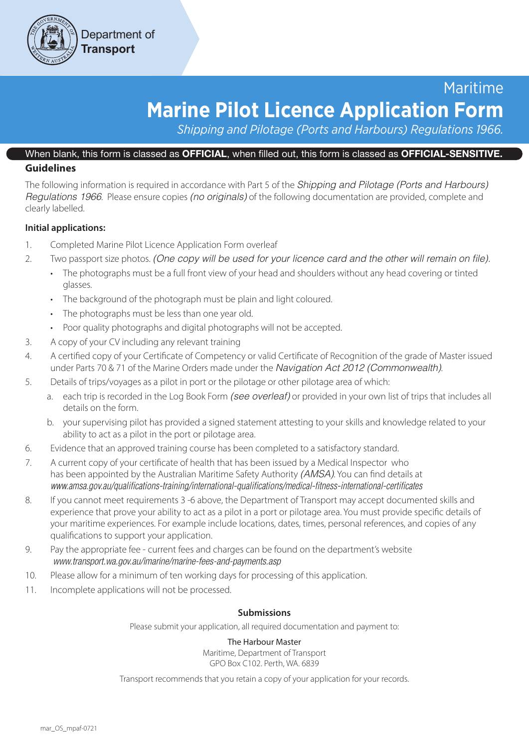Department of **Transport**

Maritime

# Marine Pilot Licence Application Form

*Shipping and Pilotage (Ports and Harbours) Regulations 1966.*

When blank, this form is classed as **OFFICIAL**, when filled out, this form is classed as **OFFICIAL-SENSITIVE.**

## Guidelines

The following information is required in accordance with Part 5 of the *Shipping and Pilotage (Ports and Harbours) Regulations 1966*. Please ensure copies *(no originals)* of the following documentation are provided, complete and clearly labelled.

**Initial applications:**

1. Completed Marine Pilot Licence Application Form overleaf
2. Two passport size photos. *(One copy will be used for your licence card and the other will remain on file).*
   - The photographs must be a full front view of your head and shoulders without any head covering or tinted glasses.
   - The background of the photograph must be plain and light coloured.
   - The photographs must be less than one year old.
   - Poor quality photographs and digital photographs will not be accepted.
3. A copy of your CV including any relevant training
4. A certified copy of your Certificate of Competency or valid Certificate of Recognition of the grade of Master issued under Parts 70 & 71 of the Marine Orders made under the *Navigation Act 2012 (Commonwealth).*
5. Details of trips/voyages as a pilot in port or the pilotage or other pilotage area of which:
   a. each trip is recorded in the Log Book Form *(see overleaf)* or provided in your own list of trips that includes all details on the form.
   b. your supervising pilot has provided a signed statement attesting to your skills and knowledge related to your ability to act as a pilot in the port or pilotage area.
6. Evidence that an approved training course has been completed to a satisfactory standard.
7. A current copy of your certificate of health that has been issued by a Medical Inspector who has been appointed by the Australian Maritime Safety Authority *(AMSA)*. You can find details at *www.amsa.gov.au/qualifications-training/international-qualifications/medical-fitness-international-certificates*
8. If you cannot meet requirements 3 -6 above, the Department of Transport may accept documented skills and experience that prove your ability to act as a pilot in a port or pilotage area. You must provide specific details of your maritime experiences. For example include locations, dates, times, personal references, and copies of any qualifications to support your application.
9. Pay the appropriate fee - current fees and charges can be found on the department's website *www.transport.wa.gov.au/imarine/marine-fees-and-payments.asp*
10. Please allow for a minimum of ten working days for processing of this application.
11. Incomplete applications will not be processed.

**Submissions**

Please submit your application, all required documentation and payment to:

The Harbour Master
Maritime, Department of Transport
GPO Box C102. Perth, WA. 6839

Transport recommends that you retain a copy of your application for your records.

mar_OS_mpaf-0721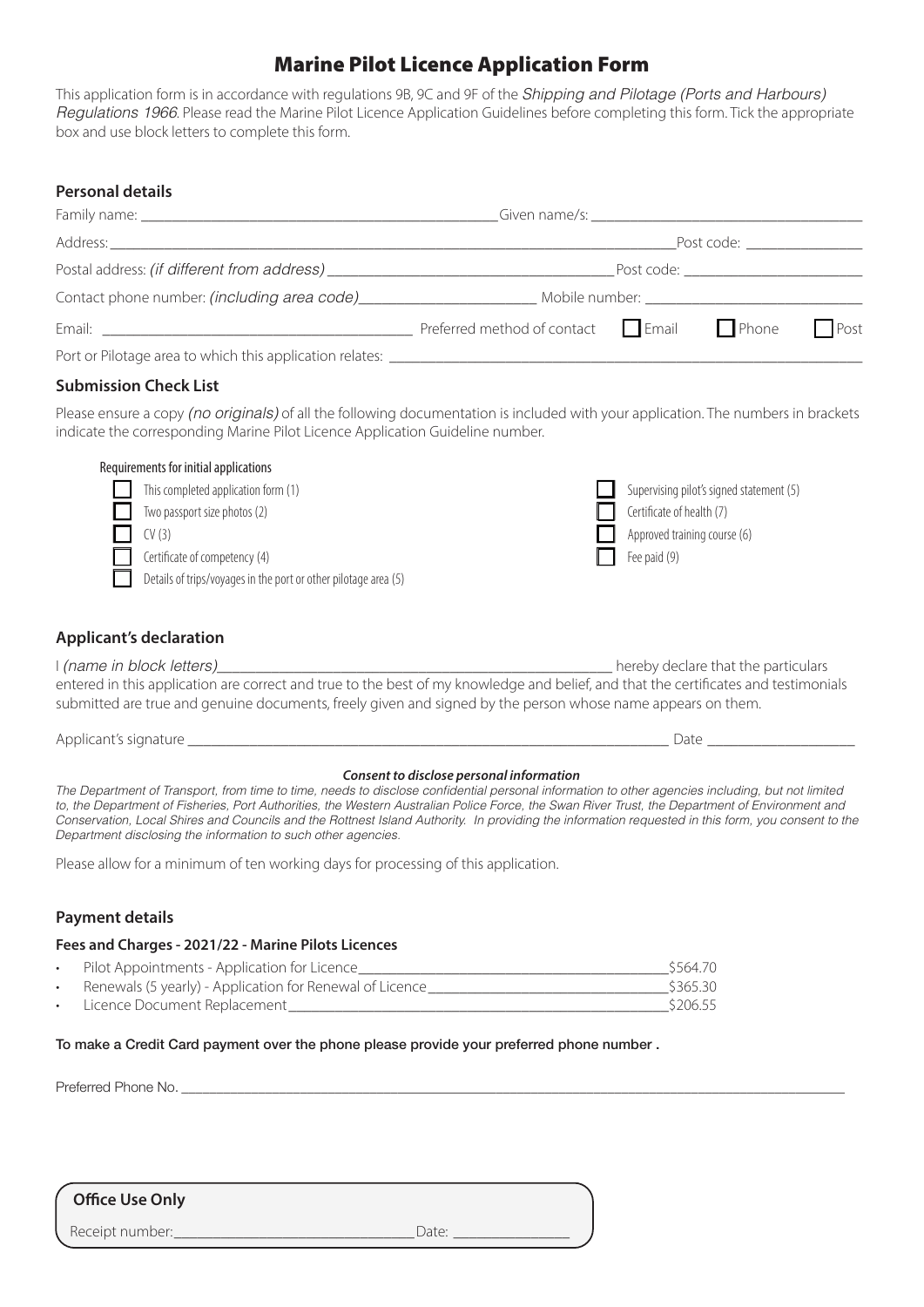# Marine Pilot Licence Application Form

This application form is in accordance with regulations 9B, 9C and 9F of the *Shipping and Pilotage (Ports and Harbours) Regulations 1966*. Please read the Marine Pilot Licence Application Guidelines before completing this form. Tick the appropriate box and use block letters to complete this form.

## Personal details

Family name: ______________________________ Given name/s: ______________________________

Address: ____________________________________________ Post code: ______________

Postal address: *(if different from address)* ______________________________ Post code: ______________

Contact phone number: *(including area code)* ______________ Mobile number: ______________

Email: ______________________________ Preferred method of contact ☐ Email ☐ Phone ☐ Post

Port or Pilotage area to which this application relates: ______________________________

## Submission Check List

Please ensure a copy *(no originals)* of all the following documentation is included with your application. The numbers in brackets indicate the corresponding Marine Pilot Licence Application Guideline number.

Requirements for initial applications

- ☐ This completed application form (1)
- ☐ Two passport size photos (2)
- ☐ CV (3)
- ☐ Certificate of competency (4)
- ☐ Details of trips/voyages in the port or other pilotage area (5)
- ☐ Supervising pilot's signed statement (5)
- ☐ Certificate of health (7)
- ☐ Approved training course (6)
- ☐ Fee paid (9)

## Applicant's declaration

I *(name in block letters)* ______________________________ hereby declare that the particulars entered in this application are correct and true to the best of my knowledge and belief, and that the certificates and testimonials submitted are true and genuine documents, freely given and signed by the person whose name appears on them.

Applicant's signature ______________________________ Date ______________

***Consent to disclose personal information***

*The Department of Transport, from time to time, needs to disclose confidential personal information to other agencies including, but not limited to, the Department of Fisheries, Port Authorities, the Western Australian Police Force, the Swan River Trust, the Department of Environment and Conservation, Local Shires and Councils and the Rottnest Island Authority. In providing the information requested in this form, you consent to the Department disclosing the information to such other agencies.*

Please allow for a minimum of ten working days for processing of this application.

## Payment details

### Fees and Charges - 2021/22 - Marine Pilots Licences

- Pilot Appointments - Application for Licence ______________ $564.70
- Renewals (5 yearly) - Application for Renewal of Licence ______________ $365.30
- Licence Document Replacement ______________ $206.55

**To make a Credit Card payment over the phone please provide your preferred phone number .**

Preferred Phone No. ______________________________

**Office Use Only**

Receipt number: ______________________________ Date: ______________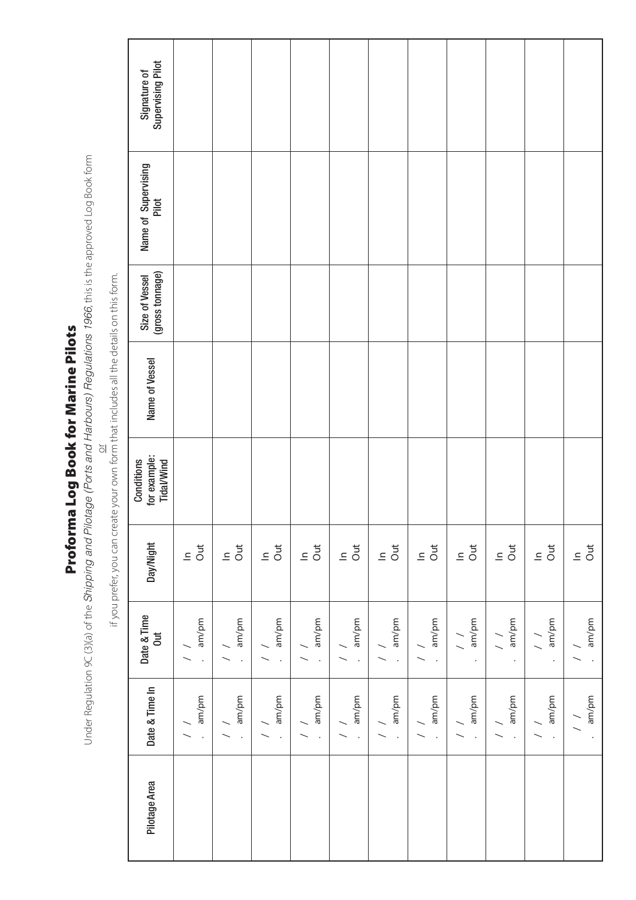# Proforma Log Book for Marine Pilots

Under Regulation 9C (3)(a) of the *Shipping and Pilotage (Ports and Harbours) Regulations 1966*, this is the approved Log Book form

or

if you prefer, you can create your own form that includes all the details on this form.

| Pilotage Area | Date & Time In | Date & Time Out | Day/Night | Conditions for example: Tidal/Wind | Name of Vessel | Size of Vessel (gross tonnage) | Name of Supervising Pilot | Signature of Supervising Pilot |
|---|---|---|---|---|---|---|---|---|
| | / / . am/pm | / / . am/pm | In Out | | | | | |
| | / / . am/pm | / / . am/pm | In Out | | | | | |
| | / / . am/pm | / / . am/pm | In Out | | | | | |
| | / / . am/pm | / / . am/pm | In Out | | | | | |
| | / / . am/pm | / / . am/pm | In Out | | | | | |
| | / / . am/pm | / / . am/pm | In Out | | | | | |
| | / / . am/pm | / / . am/pm | In Out | | | | | |
| | / / . am/pm | / / . am/pm | In Out | | | | | |
| | / / . am/pm | / / . am/pm | In Out | | | | | |
| | / / . am/pm | / / . am/pm | In Out | | | | | |
| | / / . am/pm | / / . am/pm | In Out | | | | | |